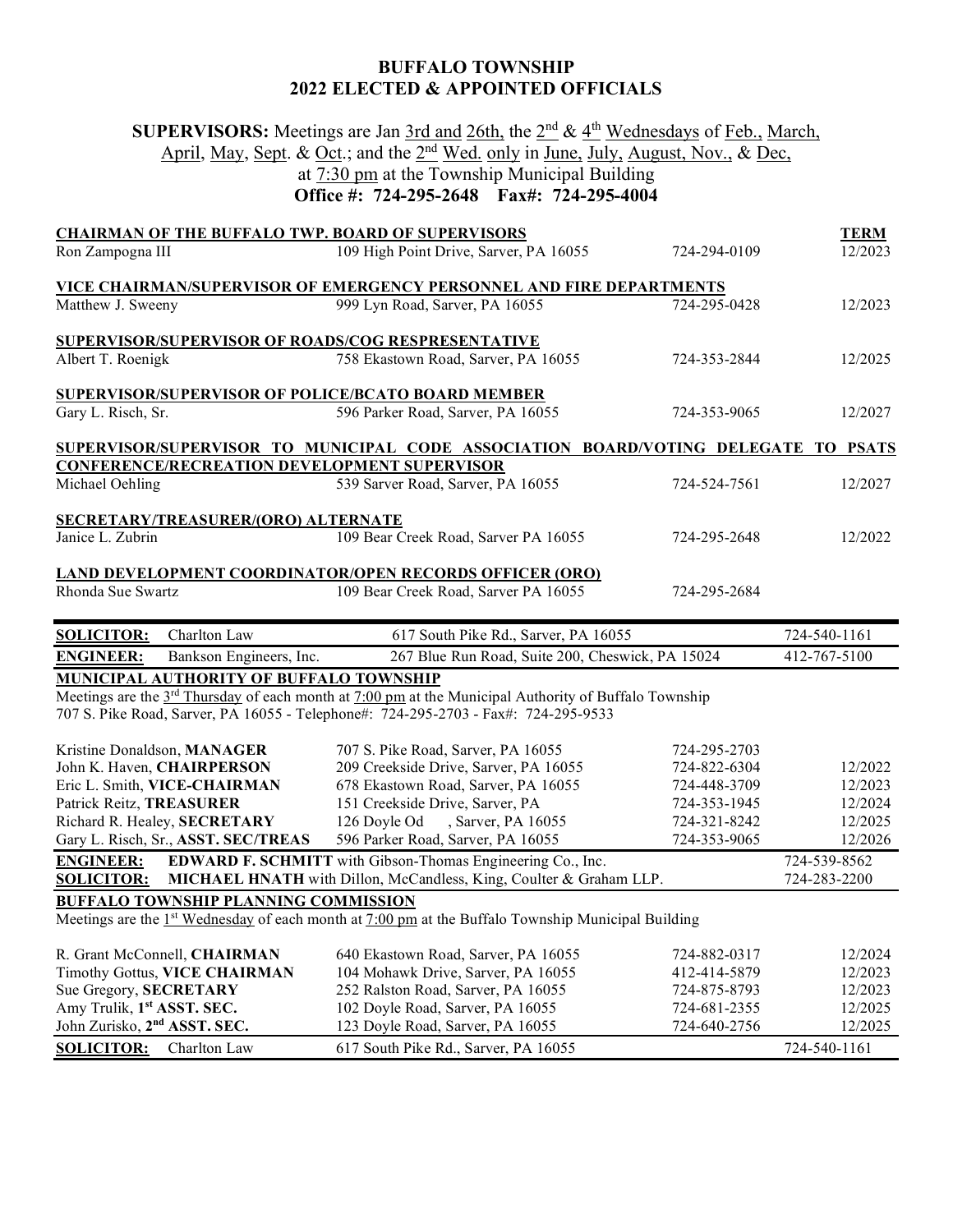# BUFFALO TOWNSHIP
# 2022 ELECTED & APPOINTED OFFICIALS

**SUPERVISORS:** Meetings are Jan 3rd and 26th, the 2nd & 4th Wednesdays of Feb., March, April, May, Sept. & Oct.; and the 2nd Wed. only in June, July, August, Nov., & Dec, at 7:30 pm at the Township Municipal Building

**Office #: 724-295-2648 Fax#: 724-295-4004**

| | | | **TERM** |
|---|---|---|---|
| **CHAIRMAN OF THE BUFFALO TWP. BOARD OF SUPERVISORS** | | | |
| Ron Zampogna III | 109 High Point Drive, Sarver, PA 16055 | 724-294-0109 | 12/2023 |
| **VICE CHAIRMAN/SUPERVISOR OF EMERGENCY PERSONNEL AND FIRE DEPARTMENTS** | | | |
| Matthew J. Sweeny | 999 Lyn Road, Sarver, PA 16055 | 724-295-0428 | 12/2023 |
| **SUPERVISOR/SUPERVISOR OF ROADS/COG RESPRESENTATIVE** | | | |
| Albert T. Roenigk | 758 Ekastown Road, Sarver, PA 16055 | 724-353-2844 | 12/2025 |
| **SUPERVISOR/SUPERVISOR OF POLICE/BCATO BOARD MEMBER** | | | |
| Gary L. Risch, Sr. | 596 Parker Road, Sarver, PA 16055 | 724-353-9065 | 12/2027 |
| **SUPERVISOR/SUPERVISOR TO MUNICIPAL CODE ASSOCIATION BOARD/VOTING DELEGATE TO PSATS CONFERENCE/RECREATION DEVELOPMENT SUPERVISOR** | | | |
| Michael Oehling | 539 Sarver Road, Sarver, PA 16055 | 724-524-7561 | 12/2027 |
| **SECRETARY/TREASURER/(ORO) ALTERNATE** | | | |
| Janice L. Zubrin | 109 Bear Creek Road, Sarver PA 16055 | 724-295-2648 | 12/2022 |
| **LAND DEVELOPMENT COORDINATOR/OPEN RECORDS OFFICER (ORO)** | | | |
| Rhonda Sue Swartz | 109 Bear Creek Road, Sarver PA 16055 | 724-295-2684 | |

| | | | |
|---|---|---|---|
| **SOLICITOR:** | Charlton Law | 617 South Pike Rd., Sarver, PA 16055 | 724-540-1161 |
| **ENGINEER:** | Bankson Engineers, Inc. | 267 Blue Run Road, Suite 200, Cheswick, PA 15024 | 412-767-5100 |

## MUNICIPAL AUTHORITY OF BUFFALO TOWNSHIP

Meetings are the 3rd Thursday of each month at 7:00 pm at the Municipal Authority of Buffalo Township
707 S. Pike Road, Sarver, PA 16055 - Telephone#: 724-295-2703 - Fax#: 724-295-9533

| | | | |
|---|---|---|---|
| Kristine Donaldson, **MANAGER** | 707 S. Pike Road, Sarver, PA 16055 | 724-295-2703 | |
| John K. Haven, **CHAIRPERSON** | 209 Creekside Drive, Sarver, PA 16055 | 724-822-6304 | 12/2022 |
| Eric L. Smith, **VICE-CHAIRMAN** | 678 Ekastown Road, Sarver, PA 16055 | 724-448-3709 | 12/2023 |
| Patrick Reitz, **TREASURER** | 151 Creekside Drive, Sarver, PA | 724-353-1945 | 12/2024 |
| Richard R. Healey, **SECRETARY** | 126 Doyle Od , Sarver, PA 16055 | 724-321-8242 | 12/2025 |
| Gary L. Risch, Sr., **ASST. SEC/TREAS** | 596 Parker Road, Sarver, PA 16055 | 724-353-9065 | 12/2026 |

| | | |
|---|---|---|
| **ENGINEER:** | **EDWARD F. SCHMITT** with Gibson-Thomas Engineering Co., Inc. | 724-539-8562 |
| **SOLICITOR:** | **MICHAEL HNATH** with Dillon, McCandless, King, Coulter & Graham LLP. | 724-283-2200 |

## BUFFALO TOWNSHIP PLANNING COMMISSION

Meetings are the 1st Wednesday of each month at 7:00 pm at the Buffalo Township Municipal Building

| | | | |
|---|---|---|---|
| R. Grant McConnell, **CHAIRMAN** | 640 Ekastown Road, Sarver, PA 16055 | 724-882-0317 | 12/2024 |
| Timothy Gottus, **VICE CHAIRMAN** | 104 Mohawk Drive, Sarver, PA 16055 | 412-414-5879 | 12/2023 |
| Sue Gregory, **SECRETARY** | 252 Ralston Road, Sarver, PA 16055 | 724-875-8793 | 12/2023 |
| Amy Trulik, **1st ASST. SEC.** | 102 Doyle Road, Sarver, PA 16055 | 724-681-2355 | 12/2025 |
| John Zurisko, **2nd ASST. SEC.** | 123 Doyle Road, Sarver, PA 16055 | 724-640-2756 | 12/2025 |
| **SOLICITOR:** Charlton Law | 617 South Pike Rd., Sarver, PA 16055 | | 724-540-1161 |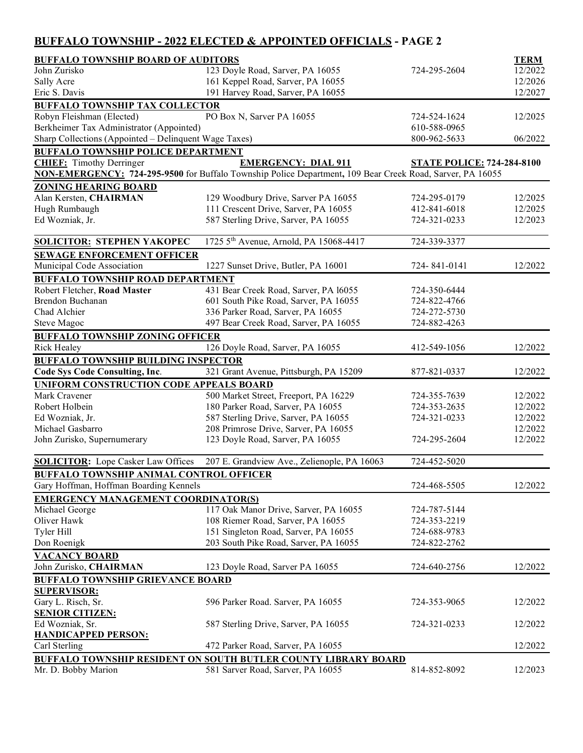# BUFFALO TOWNSHIP - 2022 ELECTED & APPOINTED OFFICIALS - PAGE 2

| **BUFFALO TOWNSHIP BOARD OF AUDITORS** | | | **TERM** |
|---|---|---|---|
| John Zurisko | 123 Doyle Road, Sarver, PA 16055 | 724-295-2604 | 12/2022 |
| Sally Acre | 161 Keppel Road, Sarver, PA 16055 | | 12/2026 |
| Eric S. Davis | 191 Harvey Road, Sarver, PA 16055 | | 12/2027 |
| **BUFFALO TOWNSHIP TAX COLLECTOR** | | | |
| Robyn Fleishman (Elected) | PO Box N, Sarver PA 16055 | 724-524-1624 | 12/2025 |
| Berkheimer Tax Administrator (Appointed) | | 610-588-0965 | |
| Sharp Collections (Appointed – Delinquent Wage Taxes) | | 800-962-5633 | 06/2022 |
| **BUFFALO TOWNSHIP POLICE DEPARTMENT** | | | |
| **CHIEF:** Timothy Derringer | **EMERGENCY: DIAL 911** | **STATE POLICE: 724-284-8100** | |
| **NON-EMERGENCY: 724-295-9500** for Buffalo Township Police Department**,** 109 Bear Creek Road, Sarver, PA 16055 | | | |
| **ZONING HEARING BOARD** | | | |
| Alan Kersten, **CHAIRMAN** | 129 Woodbury Drive, Sarver PA 16055 | 724-295-0179 | 12/2025 |
| Hugh Rumbaugh | 111 Crescent Drive, Sarver, PA 16055 | 412-841-6018 | 12/2025 |
| Ed Wozniak, Jr. | 587 Sterling Drive, Sarver, PA 16055 | 724-321-0233 | 12/2023 |
| **SOLICITOR: STEPHEN YAKOPEC** | 1725 5th Avenue, Arnold, PA 15068-4417 | 724-339-3377 | |
| **SEWAGE ENFORCEMENT OFFICER** | | | |
| Municipal Code Association | 1227 Sunset Drive, Butler, PA 16001 | 724- 841-0141 | 12/2022 |
| **BUFFALO TOWNSHIP ROAD DEPARTMENT** | | | |
| Robert Fletcher, **Road Master** | 431 Bear Creek Road, Sarver, PA l6055 | 724-350-6444 | |
| Brendon Buchanan | 601 South Pike Road, Sarver, PA 16055 | 724-822-4766 | |
| Chad Alchier | 336 Parker Road, Sarver, PA 16055 | 724-272-5730 | |
| Steve Magoc | 497 Bear Creek Road, Sarver, PA 16055 | 724-882-4263 | |
| **BUFFALO TOWNSHIP ZONING OFFICER** | | | |
| Rick Healey | 126 Doyle Road, Sarver, PA 16055 | 412-549-1056 | 12/2022 |
| **BUFFALO TOWNSHIP BUILDING INSPECTOR** | | | |
| **Code Sys Code Consulting, Inc**. | 321 Grant Avenue, Pittsburgh, PA 15209 | 877-821-0337 | 12/2022 |
| **UNIFORM CONSTRUCTION CODE APPEALS BOARD** | | | |
| Mark Cravener | 500 Market Street, Freeport, PA 16229 | 724-355-7639 | 12/2022 |
| Robert Holbein | 180 Parker Road, Sarver, PA 16055 | 724-353-2635 | 12/2022 |
| Ed Wozniak, Jr. | 587 Sterling Drive, Sarver, PA 16055 | 724-321-0233 | 12/2022 |
| Michael Gasbarro | 208 Primrose Drive, Sarver, PA 16055 | | 12/2022 |
| John Zurisko, Supernumerary | 123 Doyle Road, Sarver, PA 16055 | 724-295-2604 | 12/2022 |
| **SOLICITOR:** Lope Casker Law Offices | 207 E. Grandview Ave., Zelienople, PA 16063 | 724-452-5020 | |
| **BUFFALO TOWNSHIP ANIMAL CONTROL OFFICER** | | | |
| Gary Hoffman, Hoffman Boarding Kennels | | 724-468-5505 | 12/2022 |
| **EMERGENCY MANAGEMENT COORDINATOR(S)** | | | |
| Michael George | 117 Oak Manor Drive, Sarver, PA 16055 | 724-787-5144 | |
| Oliver Hawk | 108 Riemer Road, Sarver, PA 16055 | 724-353-2219 | |
| Tyler Hill | 151 Singleton Road, Sarver, PA 16055 | 724-688-9783 | |
| Don Roenigk | 203 South Pike Road, Sarver, PA 16055 | 724-822-2762 | |
| **VACANCY BOARD** | | | |
| John Zurisko, **CHAIRMAN** | 123 Doyle Road, Sarver PA 16055 | 724-640-2756 | 12/2022 |
| **BUFFALO TOWNSHIP GRIEVANCE BOARD** | | | |
| **SUPERVISOR:** | | | |
| Gary L. Risch, Sr. | 596 Parker Road. Sarver, PA 16055 | 724-353-9065 | 12/2022 |
| **SENIOR CITIZEN:** | | | |
| Ed Wozniak, Sr. | 587 Sterling Drive, Sarver, PA 16055 | 724-321-0233 | 12/2022 |
| **HANDICAPPED PERSON:** | | | |
| Carl Sterling | 472 Parker Road, Sarver, PA 16055 | | 12/2022 |
| **BUFFALO TOWNSHIP RESIDENT ON SOUTH BUTLER COUNTY LIBRARY BOARD** | | | |
| Mr. D. Bobby Marion | 581 Sarver Road, Sarver, PA 16055 | 814-852-8092 | 12/2023 |